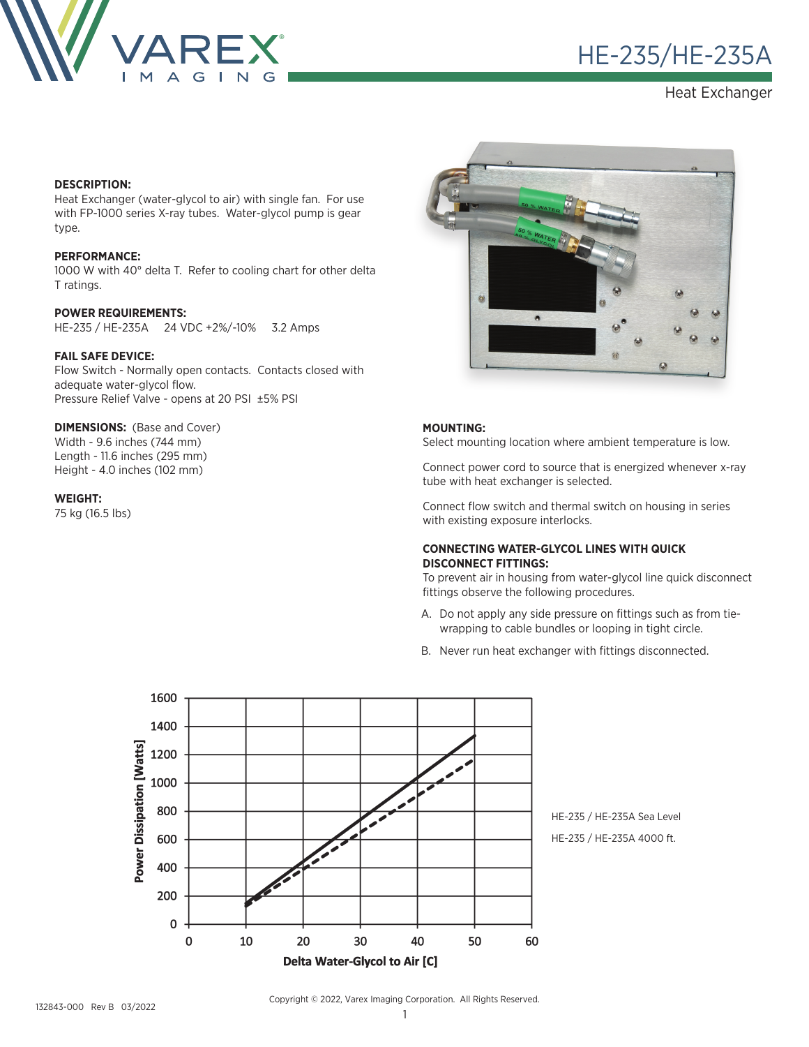# HE-235/HE-235A

Heat Exchanger

**DESCRIPTION:**
Heat Exchanger (water-glycol to air) with single fan. For use with FP-1000 series X-ray tubes. Water-glycol pump is gear type.

**PERFORMANCE:**
1000 W with 40° delta T. Refer to cooling chart for other delta T ratings.

**POWER REQUIREMENTS:**
HE-235 / HE-235A 24 VDC +2%/-10% 3.2 Amps

**FAIL SAFE DEVICE:**
Flow Switch - Normally open contacts. Contacts closed with adequate water-glycol flow.
Pressure Relief Valve - opens at 20 PSI ±5% PSI

**DIMENSIONS:** (Base and Cover)
Width - 9.6 inches (744 mm)
Length - 11.6 inches (295 mm)
Height - 4.0 inches (102 mm)

**WEIGHT:**
75 kg (16.5 lbs)

**MOUNTING:**
Select mounting location where ambient temperature is low.

Connect power cord to source that is energized whenever x-ray tube with heat exchanger is selected.

Connect flow switch and thermal switch on housing in series with existing exposure interlocks.

**CONNECTING WATER-GLYCOL LINES WITH QUICK DISCONNECT FITTINGS:**
To prevent air in housing from water-glycol line quick disconnect fittings observe the following procedures.

A. Do not apply any side pressure on fittings such as from tie-wrapping to cable bundles or looping in tight circle.

B. Never run heat exchanger with fittings disconnected.

Power Dissipation [Watts] vs. Delta Water-Glycol to Air [C]

HE-235 / HE-235A Sea Level

HE-235 / HE-235A 4000 ft.

132843-000 Rev B 03/2022

Copyright © 2022, Varex Imaging Corporation. All Rights Reserved.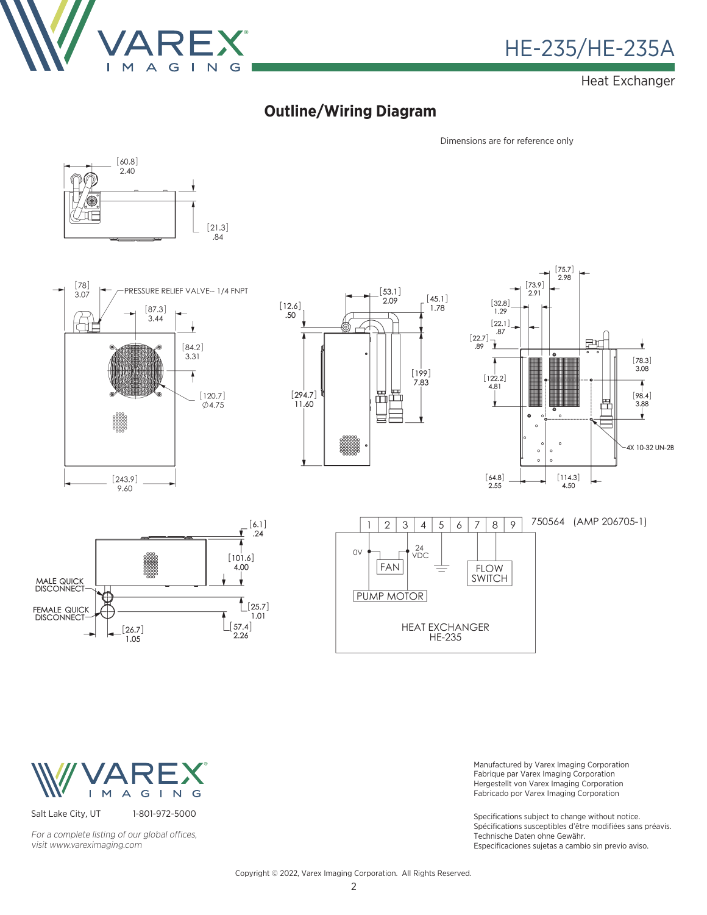# Outline/Wiring Diagram

Dimensions are for reference only

[60.8]
2.40

[21.3]
.84

[78]
3.07

PRESSURE RELIEF VALVE-- 1/4 FNPT

[87.3]
3.44

[84.2]
3.31

[120.7]
∅4.75

[243.9]
9.60

[12.6]
.50

[53.1]
2.09

[45.1]
1.78

[199]
7.83

[294.7]
11.60

[75.7]
2.98

[73.9]
2.91

[32.8]
1.29

[22.1]
.87

[22.7]
.89

[122.2]
4.81

[78.3]
3.08

[98.4]
3.88

4X 10-32 UN-2B

[64.8]
2.55

[114.3]
4.50

[6.1]
.24

[101.6]
4.00

MALE QUICK DISCONNECT

FEMALE QUICK DISCONNECT

[25.7]
1.01

[26.7]
1.05

[57.4]
2.26

1 2 3 4 5 6 7 8 9

750564 (AMP 206705-1)

0V

24 VDC

FAN

FLOW SWITCH

PUMP MOTOR

HEAT EXCHANGER
HE-235

Salt Lake City, UT 1-801-972-5000

*For a complete listing of our global offices, visit www.vareximaging.com*

Manufactured by Varex Imaging Corporation
Fabrique par Varex Imaging Corporation
Hergestellt von Varex Imaging Corporation
Fabricado por Varex Imaging Corporation

Specifications subject to change without notice.
Spécifications susceptibles d'être modifiées sans préavis.
Technische Daten ohne Gewähr.
Especificaciones sujetas a cambio sin previo aviso.

Copyright © 2022, Varex Imaging Corporation. All Rights Reserved.